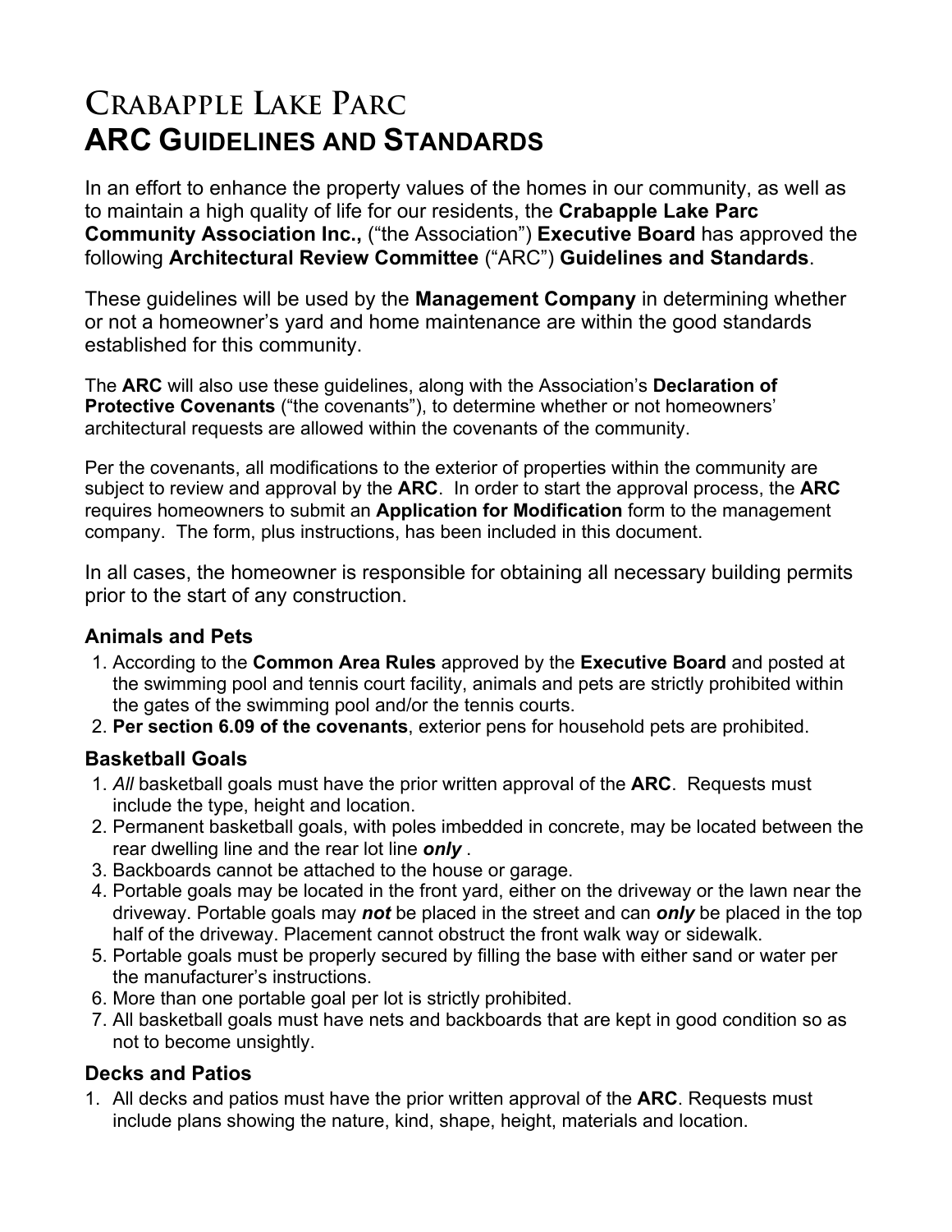# Crabapple Lake Parc
# ARC Guidelines and Standards

In an effort to enhance the property values of the homes in our community, as well as to maintain a high quality of life for our residents, the **Crabapple Lake Parc Community Association Inc.,** ("the Association") **Executive Board** has approved the following **Architectural Review Committee** ("ARC") **Guidelines and Standards**.

These guidelines will be used by the **Management Company** in determining whether or not a homeowner's yard and home maintenance are within the good standards established for this community.

The **ARC** will also use these guidelines, along with the Association's **Declaration of Protective Covenants** ("the covenants"), to determine whether or not homeowners' architectural requests are allowed within the covenants of the community.

Per the covenants, all modifications to the exterior of properties within the community are subject to review and approval by the **ARC**. In order to start the approval process, the **ARC** requires homeowners to submit an **Application for Modification** form to the management company. The form, plus instructions, has been included in this document.

In all cases, the homeowner is responsible for obtaining all necessary building permits prior to the start of any construction.

### Animals and Pets

1. According to the **Common Area Rules** approved by the **Executive Board** and posted at the swimming pool and tennis court facility, animals and pets are strictly prohibited within the gates of the swimming pool and/or the tennis courts.
2. **Per section 6.09 of the covenants**, exterior pens for household pets are prohibited.

### Basketball Goals

1. *All* basketball goals must have the prior written approval of the **ARC**. Requests must include the type, height and location.
2. Permanent basketball goals, with poles imbedded in concrete, may be located between the rear dwelling line and the rear lot line ***only*** .
3. Backboards cannot be attached to the house or garage.
4. Portable goals may be located in the front yard, either on the driveway or the lawn near the driveway. Portable goals may ***not*** be placed in the street and can ***only*** be placed in the top half of the driveway. Placement cannot obstruct the front walk way or sidewalk.
5. Portable goals must be properly secured by filling the base with either sand or water per the manufacturer's instructions.
6. More than one portable goal per lot is strictly prohibited.
7. All basketball goals must have nets and backboards that are kept in good condition so as not to become unsightly.

### Decks and Patios

1. All decks and patios must have the prior written approval of the **ARC**. Requests must include plans showing the nature, kind, shape, height, materials and location.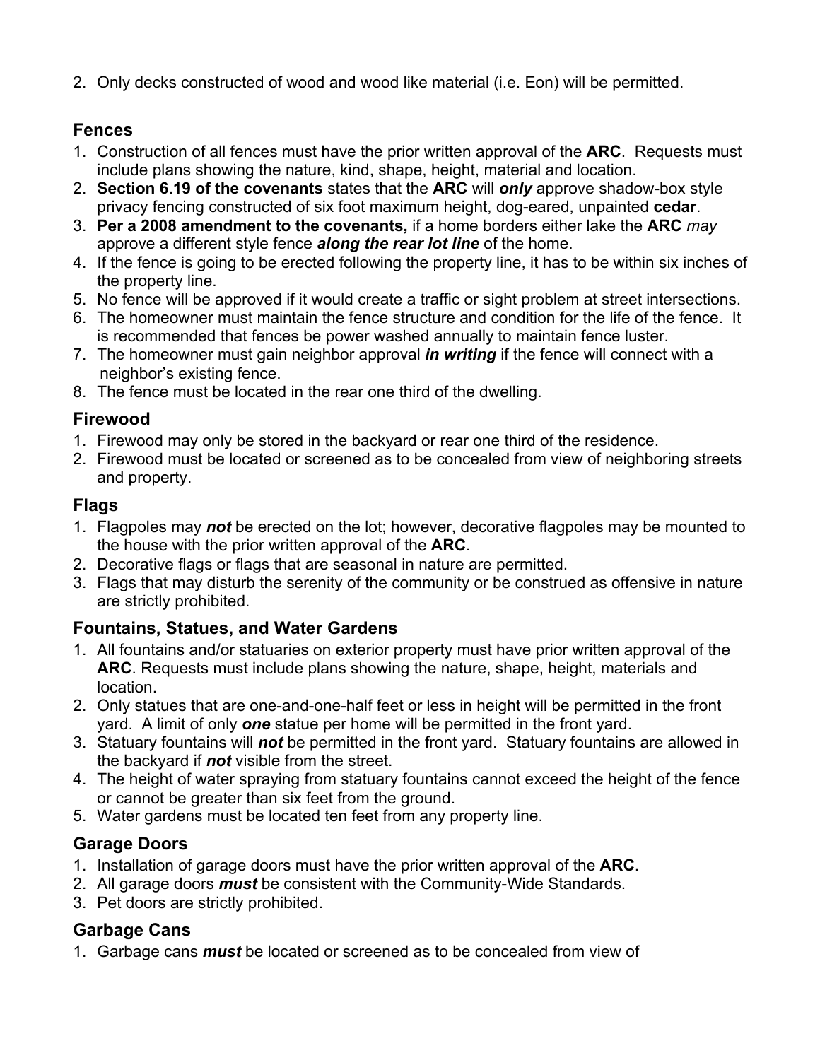2. Only decks constructed of wood and wood like material (i.e. Eon) will be permitted.

### Fences

1. Construction of all fences must have the prior written approval of the **ARC**. Requests must include plans showing the nature, kind, shape, height, material and location.
2. **Section 6.19 of the covenants** states that the **ARC** will ***only*** approve shadow-box style privacy fencing constructed of six foot maximum height, dog-eared, unpainted **cedar**.
3. **Per a 2008 amendment to the covenants,** if a home borders either lake the **ARC** *may* approve a different style fence ***along the rear lot line*** of the home.
4. If the fence is going to be erected following the property line, it has to be within six inches of the property line.
5. No fence will be approved if it would create a traffic or sight problem at street intersections.
6. The homeowner must maintain the fence structure and condition for the life of the fence. It is recommended that fences be power washed annually to maintain fence luster.
7. The homeowner must gain neighbor approval ***in writing*** if the fence will connect with a neighbor's existing fence.
8. The fence must be located in the rear one third of the dwelling.

### Firewood

1. Firewood may only be stored in the backyard or rear one third of the residence.
2. Firewood must be located or screened as to be concealed from view of neighboring streets and property.

### Flags

1. Flagpoles may ***not*** be erected on the lot; however, decorative flagpoles may be mounted to the house with the prior written approval of the **ARC**.
2. Decorative flags or flags that are seasonal in nature are permitted.
3. Flags that may disturb the serenity of the community or be construed as offensive in nature are strictly prohibited.

### Fountains, Statues, and Water Gardens

1. All fountains and/or statuaries on exterior property must have prior written approval of the **ARC**. Requests must include plans showing the nature, shape, height, materials and location.
2. Only statues that are one-and-one-half feet or less in height will be permitted in the front yard. A limit of only ***one*** statue per home will be permitted in the front yard.
3. Statuary fountains will ***not*** be permitted in the front yard. Statuary fountains are allowed in the backyard if ***not*** visible from the street.
4. The height of water spraying from statuary fountains cannot exceed the height of the fence or cannot be greater than six feet from the ground.
5. Water gardens must be located ten feet from any property line.

### Garage Doors

1. Installation of garage doors must have the prior written approval of the **ARC**.
2. All garage doors ***must*** be consistent with the Community-Wide Standards.
3. Pet doors are strictly prohibited.

### Garbage Cans

1. Garbage cans ***must*** be located or screened as to be concealed from view of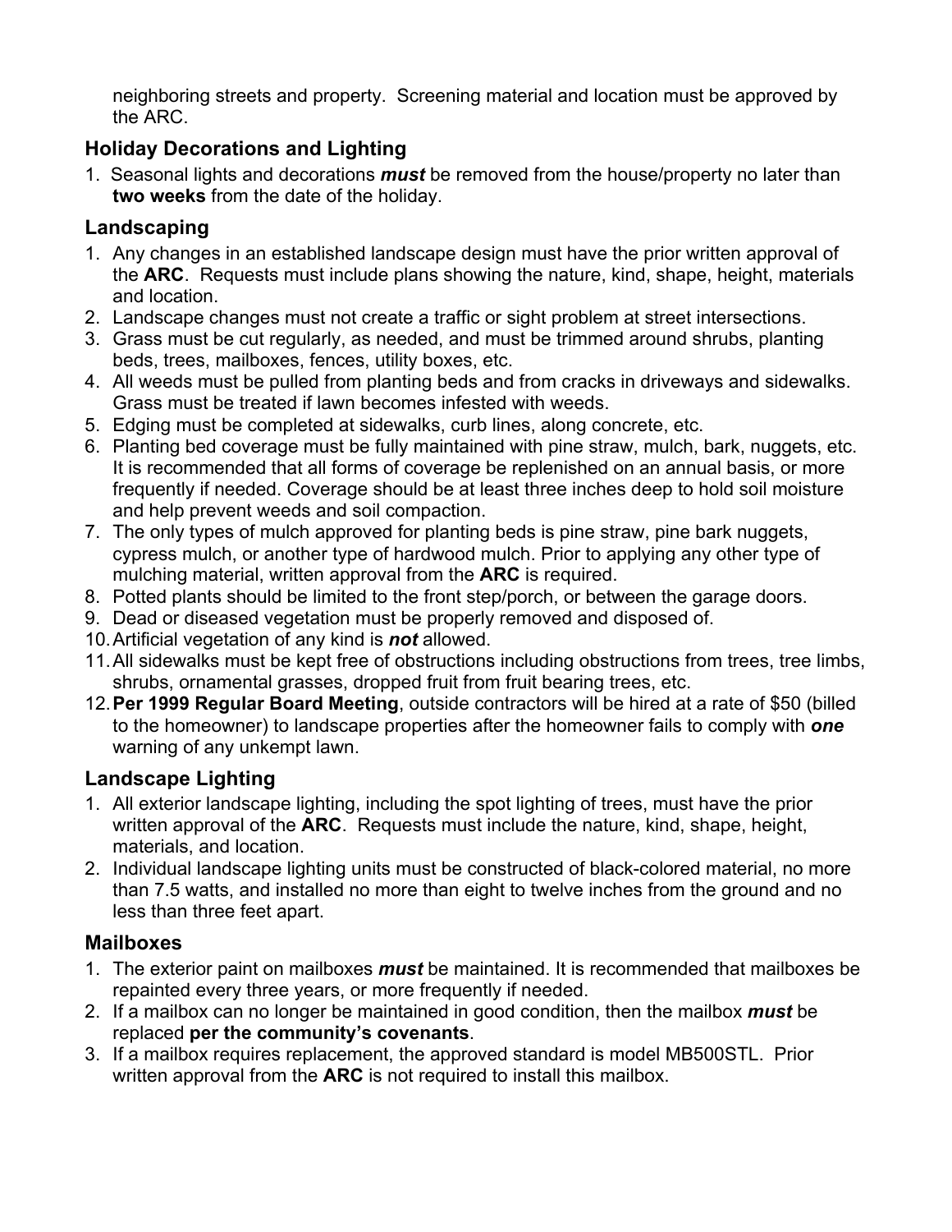neighboring streets and property. Screening material and location must be approved by the ARC.

## Holiday Decorations and Lighting

1. Seasonal lights and decorations ***must*** be removed from the house/property no later than **two weeks** from the date of the holiday.

## Landscaping

1. Any changes in an established landscape design must have the prior written approval of the **ARC**. Requests must include plans showing the nature, kind, shape, height, materials and location.
2. Landscape changes must not create a traffic or sight problem at street intersections.
3. Grass must be cut regularly, as needed, and must be trimmed around shrubs, planting beds, trees, mailboxes, fences, utility boxes, etc.
4. All weeds must be pulled from planting beds and from cracks in driveways and sidewalks. Grass must be treated if lawn becomes infested with weeds.
5. Edging must be completed at sidewalks, curb lines, along concrete, etc.
6. Planting bed coverage must be fully maintained with pine straw, mulch, bark, nuggets, etc. It is recommended that all forms of coverage be replenished on an annual basis, or more frequently if needed. Coverage should be at least three inches deep to hold soil moisture and help prevent weeds and soil compaction.
7. The only types of mulch approved for planting beds is pine straw, pine bark nuggets, cypress mulch, or another type of hardwood mulch. Prior to applying any other type of mulching material, written approval from the **ARC** is required.
8. Potted plants should be limited to the front step/porch, or between the garage doors.
9. Dead or diseased vegetation must be properly removed and disposed of.
10. Artificial vegetation of any kind is ***not*** allowed.
11. All sidewalks must be kept free of obstructions including obstructions from trees, tree limbs, shrubs, ornamental grasses, dropped fruit from fruit bearing trees, etc.
12. **Per 1999 Regular Board Meeting**, outside contractors will be hired at a rate of $50 (billed to the homeowner) to landscape properties after the homeowner fails to comply with ***one*** warning of any unkempt lawn.

## Landscape Lighting

1. All exterior landscape lighting, including the spot lighting of trees, must have the prior written approval of the **ARC**. Requests must include the nature, kind, shape, height, materials, and location.
2. Individual landscape lighting units must be constructed of black-colored material, no more than 7.5 watts, and installed no more than eight to twelve inches from the ground and no less than three feet apart.

## Mailboxes

1. The exterior paint on mailboxes ***must*** be maintained. It is recommended that mailboxes be repainted every three years, or more frequently if needed.
2. If a mailbox can no longer be maintained in good condition, then the mailbox ***must*** be replaced **per the community's covenants**.
3. If a mailbox requires replacement, the approved standard is model MB500STL. Prior written approval from the **ARC** is not required to install this mailbox.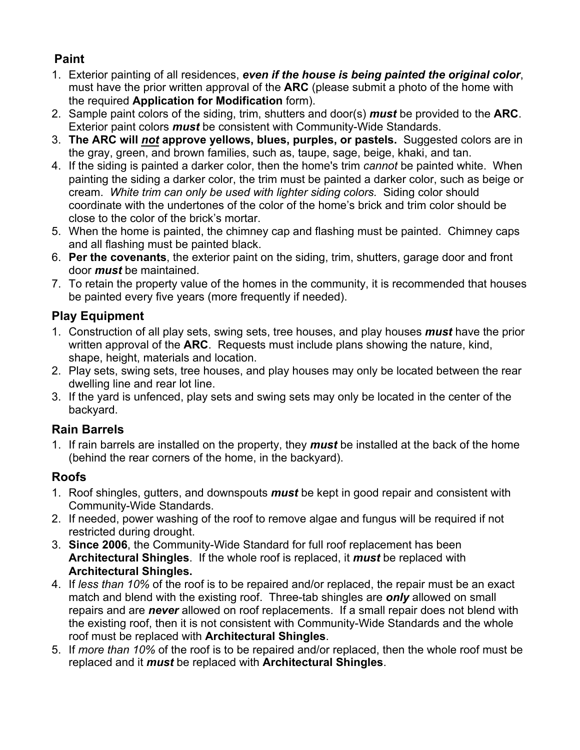## Paint

1. Exterior painting of all residences, ***even if the house is being painted the original color***, must have the prior written approval of the **ARC** (please submit a photo of the home with the required **Application for Modification** form).
2. Sample paint colors of the siding, trim, shutters and door(s) ***must*** be provided to the **ARC**. Exterior paint colors ***must*** be consistent with Community-Wide Standards.
3. **The ARC will *<u>not</u>* approve yellows, blues, purples, or pastels.** Suggested colors are in the gray, green, and brown families, such as, taupe, sage, beige, khaki, and tan.
4. If the siding is painted a darker color, then the home's trim *cannot* be painted white. When painting the siding a darker color, the trim must be painted a darker color, such as beige or cream. *White trim can only be used with lighter siding colors.* Siding color should coordinate with the undertones of the color of the home's brick and trim color should be close to the color of the brick's mortar.
5. When the home is painted, the chimney cap and flashing must be painted. Chimney caps and all flashing must be painted black.
6. **Per the covenants**, the exterior paint on the siding, trim, shutters, garage door and front door ***must*** be maintained.
7. To retain the property value of the homes in the community, it is recommended that houses be painted every five years (more frequently if needed).

## Play Equipment

1. Construction of all play sets, swing sets, tree houses, and play houses ***must*** have the prior written approval of the **ARC**. Requests must include plans showing the nature, kind, shape, height, materials and location.
2. Play sets, swing sets, tree houses, and play houses may only be located between the rear dwelling line and rear lot line.
3. If the yard is unfenced, play sets and swing sets may only be located in the center of the backyard.

## Rain Barrels

1. If rain barrels are installed on the property, they ***must*** be installed at the back of the home (behind the rear corners of the home, in the backyard).

## Roofs

1. Roof shingles, gutters, and downspouts ***must*** be kept in good repair and consistent with Community-Wide Standards.
2. If needed, power washing of the roof to remove algae and fungus will be required if not restricted during drought.
3. **Since 2006**, the Community-Wide Standard for full roof replacement has been **Architectural Shingles**. If the whole roof is replaced, it ***must*** be replaced with **Architectural Shingles.**
4. If *less than 10%* of the roof is to be repaired and/or replaced, the repair must be an exact match and blend with the existing roof. Three-tab shingles are ***only*** allowed on small repairs and are ***never*** allowed on roof replacements. If a small repair does not blend with the existing roof, then it is not consistent with Community-Wide Standards and the whole roof must be replaced with **Architectural Shingles**.
5. If *more than 10%* of the roof is to be repaired and/or replaced, then the whole roof must be replaced and it ***must*** be replaced with **Architectural Shingles**.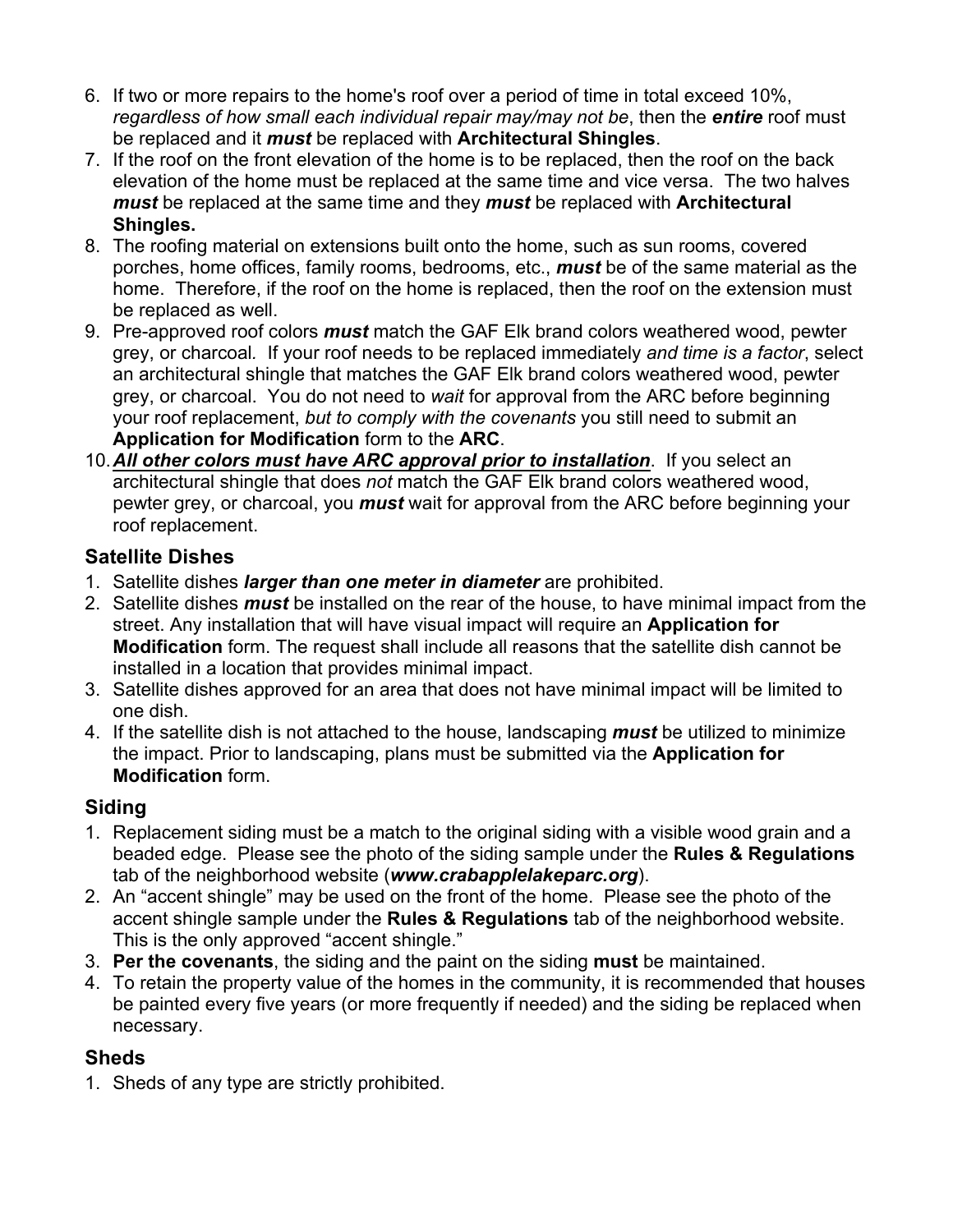6. If two or more repairs to the home's roof over a period of time in total exceed 10%, *regardless of how small each individual repair may/may not be*, then the ***entire*** roof must be replaced and it ***must*** be replaced with **Architectural Shingles**.
7. If the roof on the front elevation of the home is to be replaced, then the roof on the back elevation of the home must be replaced at the same time and vice versa. The two halves ***must*** be replaced at the same time and they ***must*** be replaced with **Architectural Shingles.**
8. The roofing material on extensions built onto the home, such as sun rooms, covered porches, home offices, family rooms, bedrooms, etc., ***must*** be of the same material as the home. Therefore, if the roof on the home is replaced, then the roof on the extension must be replaced as well.
9. Pre-approved roof colors ***must*** match the GAF Elk brand colors weathered wood, pewter grey, or charcoal. If your roof needs to be replaced immediately *and time is a factor*, select an architectural shingle that matches the GAF Elk brand colors weathered wood, pewter grey, or charcoal. You do not need to *wait* for approval from the ARC before beginning your roof replacement, *but to comply with the covenants* you still need to submit an **Application for Modification** form to the **ARC**.
10. ***<u>All other colors must have ARC approval prior to installation</u>***. If you select an architectural shingle that does *not* match the GAF Elk brand colors weathered wood, pewter grey, or charcoal, you ***must*** wait for approval from the ARC before beginning your roof replacement.

## Satellite Dishes

1. Satellite dishes ***larger than one meter in diameter*** are prohibited.
2. Satellite dishes ***must*** be installed on the rear of the house, to have minimal impact from the street. Any installation that will have visual impact will require an **Application for Modification** form. The request shall include all reasons that the satellite dish cannot be installed in a location that provides minimal impact.
3. Satellite dishes approved for an area that does not have minimal impact will be limited to one dish.
4. If the satellite dish is not attached to the house, landscaping ***must*** be utilized to minimize the impact. Prior to landscaping, plans must be submitted via the **Application for Modification** form.

## Siding

1. Replacement siding must be a match to the original siding with a visible wood grain and a beaded edge. Please see the photo of the siding sample under the **Rules & Regulations** tab of the neighborhood website (***www.crabapplelakeparc.org***).
2. An "accent shingle" may be used on the front of the home. Please see the photo of the accent shingle sample under the **Rules & Regulations** tab of the neighborhood website. This is the only approved "accent shingle."
3. **Per the covenants**, the siding and the paint on the siding **must** be maintained.
4. To retain the property value of the homes in the community, it is recommended that houses be painted every five years (or more frequently if needed) and the siding be replaced when necessary.

## Sheds

1. Sheds of any type are strictly prohibited.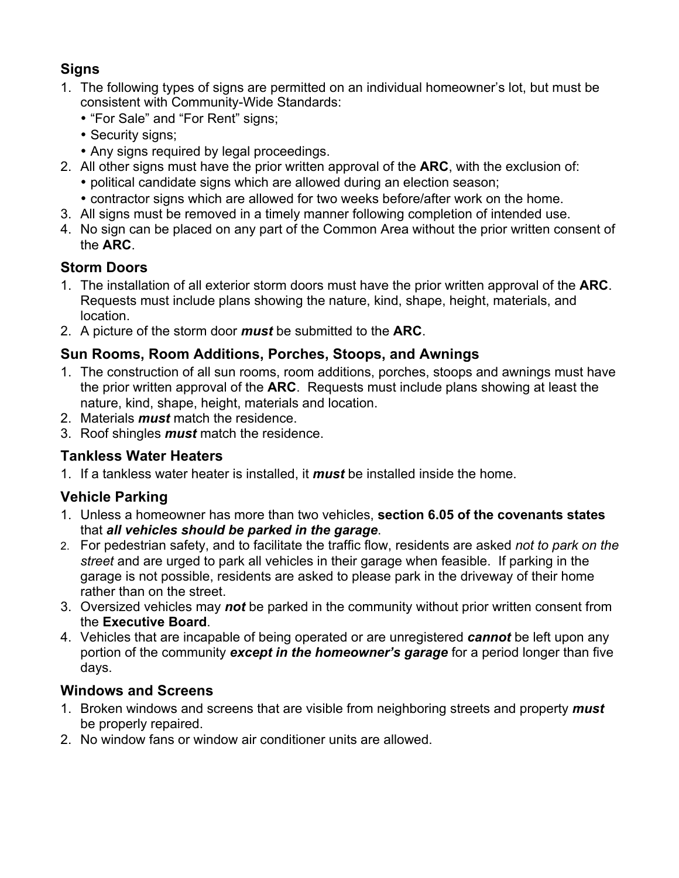### Signs

1. The following types of signs are permitted on an individual homeowner's lot, but must be consistent with Community-Wide Standards:
   - "For Sale" and "For Rent" signs;
   - Security signs;
   - Any signs required by legal proceedings.
2. All other signs must have the prior written approval of the **ARC**, with the exclusion of:
   - political candidate signs which are allowed during an election season;
   - contractor signs which are allowed for two weeks before/after work on the home.
3. All signs must be removed in a timely manner following completion of intended use.
4. No sign can be placed on any part of the Common Area without the prior written consent of the **ARC**.

### Storm Doors

1. The installation of all exterior storm doors must have the prior written approval of the **ARC**. Requests must include plans showing the nature, kind, shape, height, materials, and location.
2. A picture of the storm door ***must*** be submitted to the **ARC**.

### Sun Rooms, Room Additions, Porches, Stoops, and Awnings

1. The construction of all sun rooms, room additions, porches, stoops and awnings must have the prior written approval of the **ARC**. Requests must include plans showing at least the nature, kind, shape, height, materials and location.
2. Materials ***must*** match the residence.
3. Roof shingles ***must*** match the residence.

### Tankless Water Heaters

1. If a tankless water heater is installed, it ***must*** be installed inside the home.

### Vehicle Parking

1. Unless a homeowner has more than two vehicles, **section 6.05 of the covenants states** that ***all vehicles should be parked in the garage***.
2. For pedestrian safety, and to facilitate the traffic flow, residents are asked *not to park on the street* and are urged to park all vehicles in their garage when feasible. If parking in the garage is not possible, residents are asked to please park in the driveway of their home rather than on the street.
3. Oversized vehicles may ***not*** be parked in the community without prior written consent from the **Executive Board**.
4. Vehicles that are incapable of being operated or are unregistered ***cannot*** be left upon any portion of the community ***except in the homeowner's garage*** for a period longer than five days.

### Windows and Screens

1. Broken windows and screens that are visible from neighboring streets and property ***must*** be properly repaired.
2. No window fans or window air conditioner units are allowed.